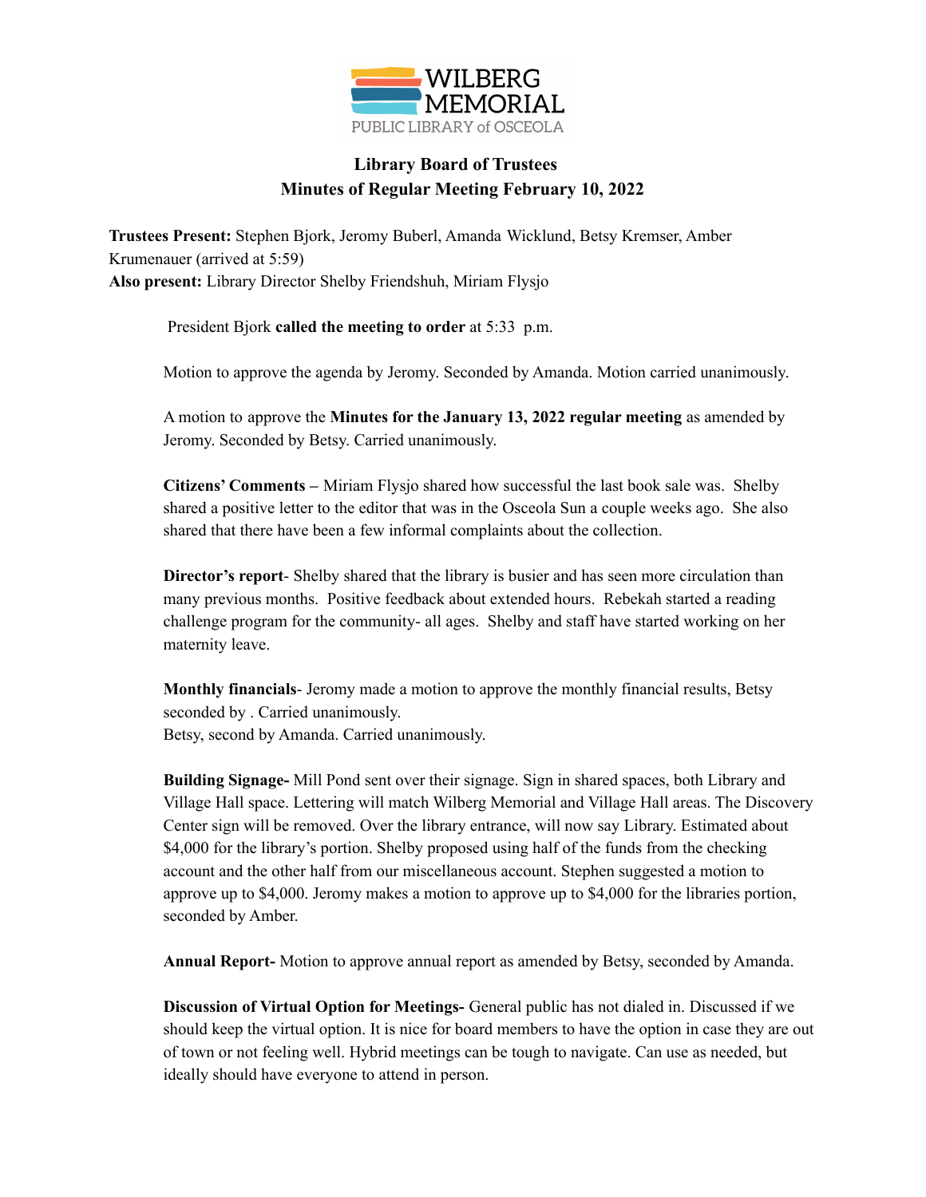WILBERG MEMORIAL
PUBLIC LIBRARY of OSCEOLA

# Library Board of Trustees
## Minutes of Regular Meeting February 10, 2022

**Trustees Present:** Stephen Bjork, Jeromy Buberl, Amanda Wicklund, Betsy Kremser, Amber Krumenauer (arrived at 5:59)
**Also present:** Library Director Shelby Friendshuh, Miriam Flysjo

President Bjork **called the meeting to order** at 5:33 p.m.

Motion to approve the agenda by Jeromy. Seconded by Amanda. Motion carried unanimously.

A motion to approve the **Minutes for the January 13, 2022 regular meeting** as amended by Jeromy. Seconded by Betsy. Carried unanimously.

**Citizens' Comments –** Miriam Flysjo shared how successful the last book sale was. Shelby shared a positive letter to the editor that was in the Osceola Sun a couple weeks ago. She also shared that there have been a few informal complaints about the collection.

**Director's report**- Shelby shared that the library is busier and has seen more circulation than many previous months. Positive feedback about extended hours. Rebekah started a reading challenge program for the community- all ages. Shelby and staff have started working on her maternity leave.

**Monthly financials**- Jeromy made a motion to approve the monthly financial results, Betsy seconded by . Carried unanimously.
Betsy, second by Amanda. Carried unanimously.

**Building Signage-** Mill Pond sent over their signage. Sign in shared spaces, both Library and Village Hall space. Lettering will match Wilberg Memorial and Village Hall areas. The Discovery Center sign will be removed. Over the library entrance, will now say Library. Estimated about $4,000 for the library's portion. Shelby proposed using half of the funds from the checking account and the other half from our miscellaneous account. Stephen suggested a motion to approve up to $4,000. Jeromy makes a motion to approve up to $4,000 for the libraries portion, seconded by Amber.

**Annual Report-** Motion to approve annual report as amended by Betsy, seconded by Amanda.

**Discussion of Virtual Option for Meetings-** General public has not dialed in. Discussed if we should keep the virtual option. It is nice for board members to have the option in case they are out of town or not feeling well. Hybrid meetings can be tough to navigate. Can use as needed, but ideally should have everyone to attend in person.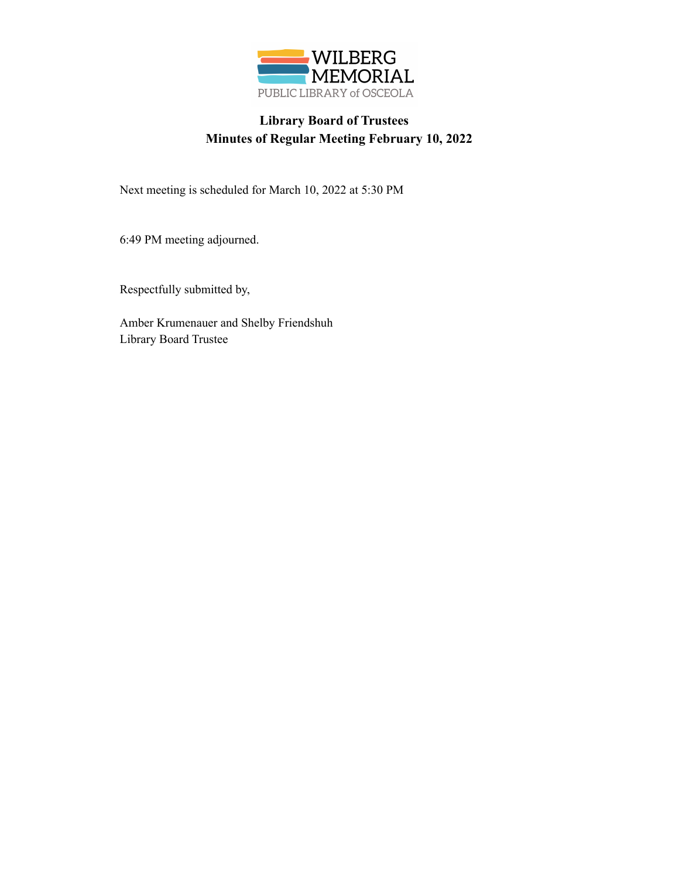WILBERG MEMORIAL

PUBLIC LIBRARY of OSCEOLA

**Library Board of Trustees**

**Minutes of Regular Meeting February 10, 2022**

Next meeting is scheduled for March 10, 2022 at 5:30 PM

6:49 PM meeting adjourned.

Respectfully submitted by,

Amber Krumenauer and Shelby Friendshuh
Library Board Trustee